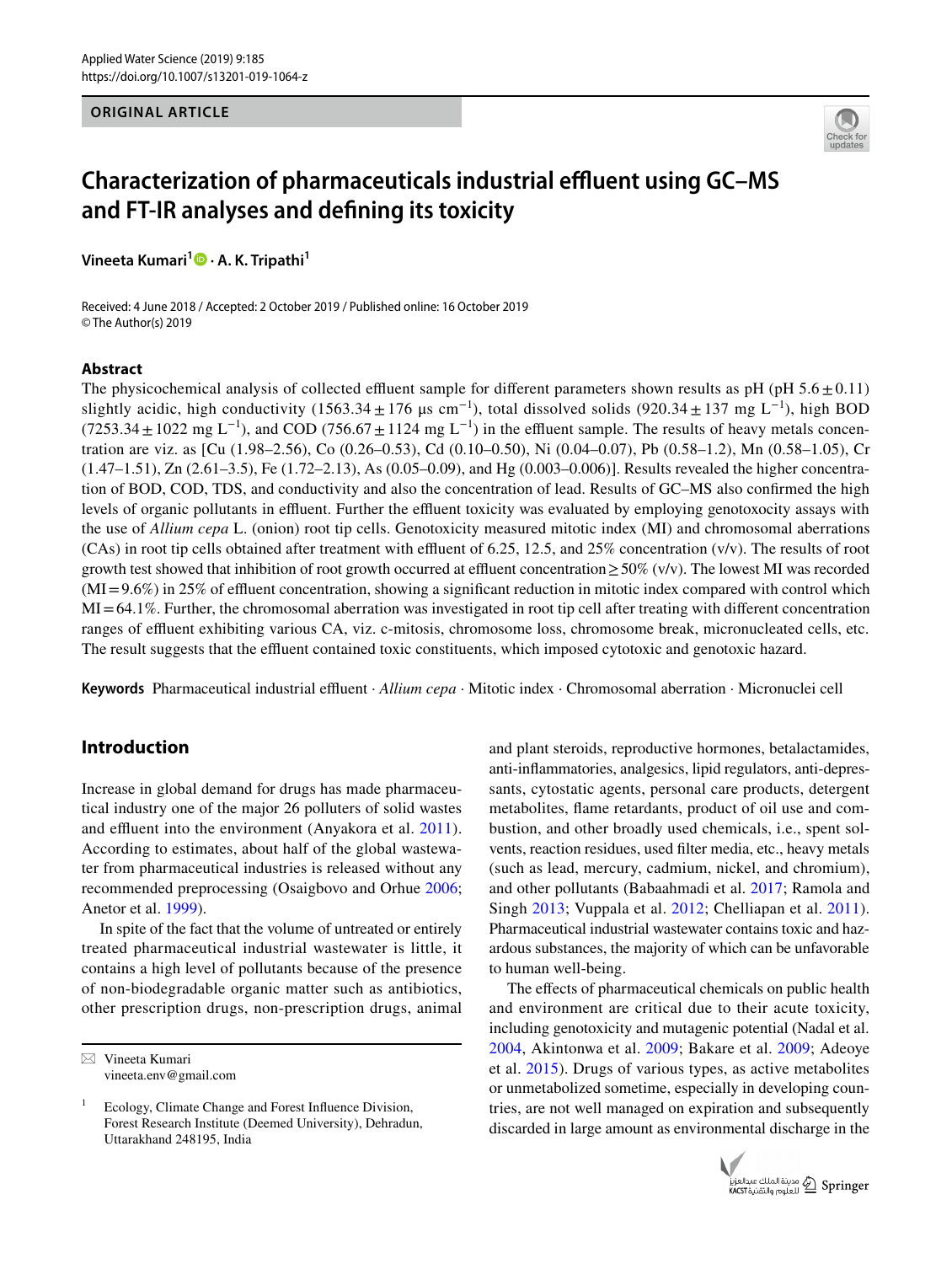**ORIGINAL ARTICLE**

# Characterization of pharmaceuticals industrial effluent using GC–MS and FT-IR analyses and defining its toxicity

**Vineeta Kumari**[1] **· A. K. Tripathi**[1]

Received: 4 June 2018 / Accepted: 2 October 2019 / Published online: 16 October 2019
© The Author(s) 2019

## Abstract

The physicochemical analysis of collected effluent sample for different parameters shown results as pH (pH $5.6 \pm 0.11$) slightly acidic, high conductivity ($1563.34 \pm 176$ µs $cm^{-1}$), total dissolved solids ($920.34 \pm 137$ mg $L^{-1}$), high BOD ($7253.34 \pm 1022$ mg $L^{-1}$), and COD ($756.67 \pm 1124$ mg $L^{-1}$) in the effluent sample. The results of heavy metals concentration are viz. as [Cu (1.98–2.56), Co (0.26–0.53), Cd (0.10–0.50), Ni (0.04–0.07), Pb (0.58–1.2), Mn (0.58–1.05), Cr (1.47–1.51), Zn (2.61–3.5), Fe (1.72–2.13), As (0.05–0.09), and Hg (0.003–0.006)]. Results revealed the higher concentration of BOD, COD, TDS, and conductivity and also the concentration of lead. Results of GC–MS also confirmed the high levels of organic pollutants in effluent. Further the effluent toxicity was evaluated by employing genotoxocity assays with the use of *Allium cepa* L. (onion) root tip cells. Genotoxicity measured mitotic index (MI) and chromosomal aberrations (CAs) in root tip cells obtained after treatment with effluent of 6.25, 12.5, and 25% concentration (v/v). The results of root growth test showed that inhibition of root growth occurred at effluent concentration $\geq 50\%$ (v/v). The lowest MI was recorded (MI = 9.6%) in 25% of effluent concentration, showing a significant reduction in mitotic index compared with control which MI = 64.1%. Further, the chromosomal aberration was investigated in root tip cell after treating with different concentration ranges of effluent exhibiting various CA, viz. c-mitosis, chromosome loss, chromosome break, micronucleated cells, etc. The result suggests that the effluent contained toxic constituents, which imposed cytotoxic and genotoxic hazard.

**Keywords** Pharmaceutical industrial effluent · *Allium cepa* · Mitotic index · Chromosomal aberration · Micronuclei cell

## Introduction

Increase in global demand for drugs has made pharmaceutical industry one of the major 26 polluters of solid wastes and effluent into the environment (Anyakora et al. 2011). According to estimates, about half of the global wastewater from pharmaceutical industries is released without any recommended preprocessing (Osaigbovo and Orhue 2006; Anetor et al. 1999).

In spite of the fact that the volume of untreated or entirely treated pharmaceutical industrial wastewater is little, it contains a high level of pollutants because of the presence of non-biodegradable organic matter such as antibiotics, other prescription drugs, non-prescription drugs, animal and plant steroids, reproductive hormones, betalactamides, anti-inflammatories, analgesics, lipid regulators, anti-depressants, cytostatic agents, personal care products, detergent metabolites, flame retardants, product of oil use and combustion, and other broadly used chemicals, i.e., spent solvents, reaction residues, used filter media, etc., heavy metals (such as lead, mercury, cadmium, nickel, and chromium), and other pollutants (Babaahmadi et al. 2017; Ramola and Singh 2013; Vuppala et al. 2012; Chelliapan et al. 2011). Pharmaceutical industrial wastewater contains toxic and hazardous substances, the majority of which can be unfavorable to human well-being.

The effects of pharmaceutical chemicals on public health and environment are critical due to their acute toxicity, including genotoxicity and mutagenic potential (Nadal et al. 2004, Akintonwa et al. 2009; Bakare et al. 2009; Adeoye et al. 2015). Drugs of various types, as active metabolites or unmetabolized sometime, especially in developing countries, are not well managed on expiration and subsequently discarded in large amount as environmental discharge in the

✉ Vineeta Kumari
vineeta.env@gmail.com

[1] Ecology, Climate Change and Forest Influence Division, Forest Research Institute (Deemed University), Dehradun, Uttarakhand 248195, India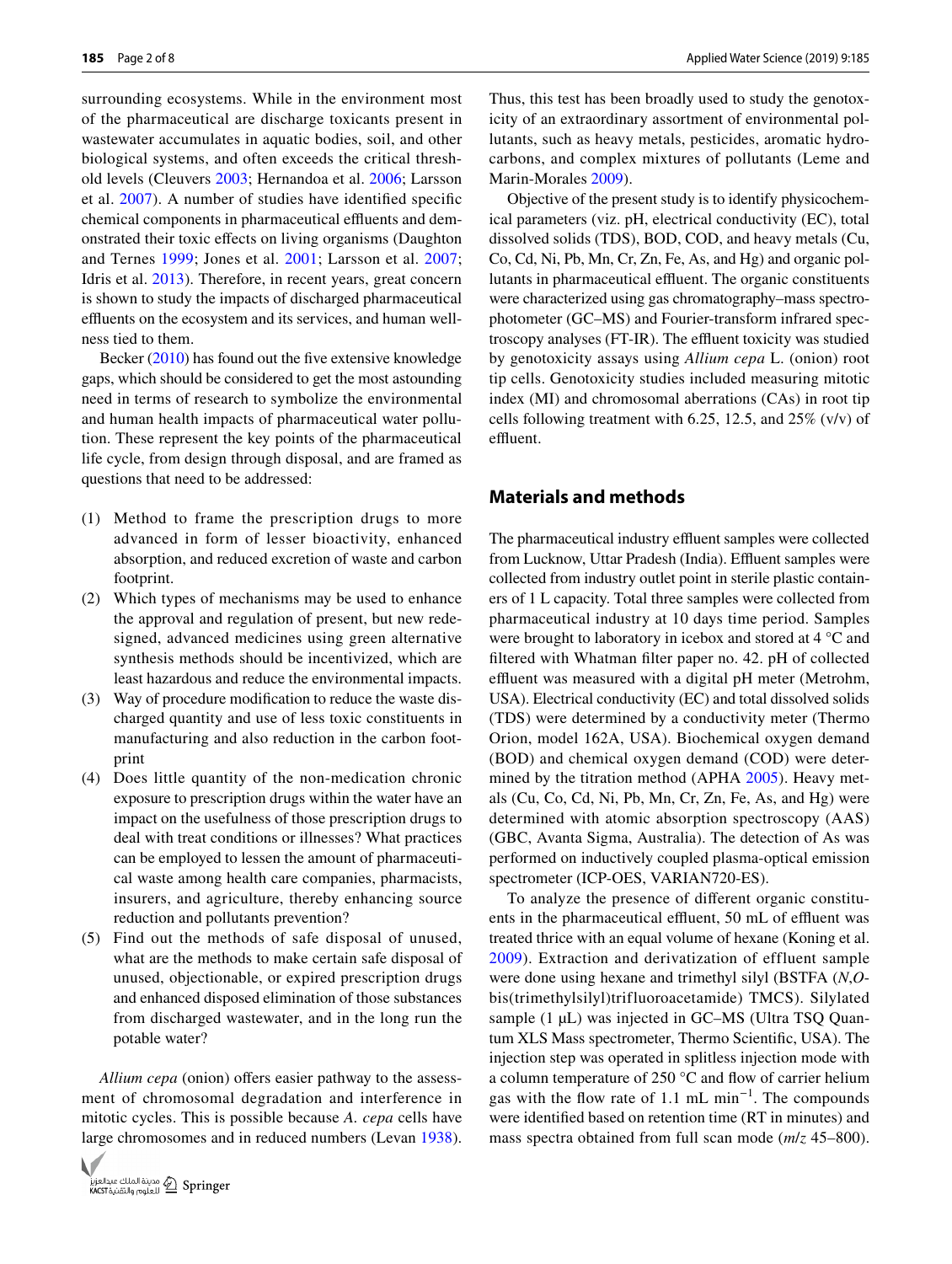surrounding ecosystems. While in the environment most of the pharmaceutical are discharge toxicants present in wastewater accumulates in aquatic bodies, soil, and other biological systems, and often exceeds the critical threshold levels (Cleuvers 2003; Hernandoa et al. 2006; Larsson et al. 2007). A number of studies have identified specific chemical components in pharmaceutical effluents and demonstrated their toxic effects on living organisms (Daughton and Ternes 1999; Jones et al. 2001; Larsson et al. 2007; Idris et al. 2013). Therefore, in recent years, great concern is shown to study the impacts of discharged pharmaceutical effluents on the ecosystem and its services, and human wellness tied to them.

Becker (2010) has found out the five extensive knowledge gaps, which should be considered to get the most astounding need in terms of research to symbolize the environmental and human health impacts of pharmaceutical water pollution. These represent the key points of the pharmaceutical life cycle, from design through disposal, and are framed as questions that need to be addressed:

(1) Method to frame the prescription drugs to more advanced in form of lesser bioactivity, enhanced absorption, and reduced excretion of waste and carbon footprint.
(2) Which types of mechanisms may be used to enhance the approval and regulation of present, but new redesigned, advanced medicines using green alternative synthesis methods should be incentivized, which are least hazardous and reduce the environmental impacts.
(3) Way of procedure modification to reduce the waste discharged quantity and use of less toxic constituents in manufacturing and also reduction in the carbon footprint
(4) Does little quantity of the non-medication chronic exposure to prescription drugs within the water have an impact on the usefulness of those prescription drugs to deal with treat conditions or illnesses? What practices can be employed to lessen the amount of pharmaceutical waste among health care companies, pharmacists, insurers, and agriculture, thereby enhancing source reduction and pollutants prevention?
(5) Find out the methods of safe disposal of unused, what are the methods to make certain safe disposal of unused, objectionable, or expired prescription drugs and enhanced disposed elimination of those substances from discharged wastewater, and in the long run the potable water?

*Allium cepa* (onion) offers easier pathway to the assessment of chromosomal degradation and interference in mitotic cycles. This is possible because *A. cepa* cells have large chromosomes and in reduced numbers (Levan 1938). Thus, this test has been broadly used to study the genotoxicity of an extraordinary assortment of environmental pollutants, such as heavy metals, pesticides, aromatic hydrocarbons, and complex mixtures of pollutants (Leme and Marin-Morales 2009).

Objective of the present study is to identify physicochemical parameters (viz. pH, electrical conductivity (EC), total dissolved solids (TDS), BOD, COD, and heavy metals (Cu, Co, Cd, Ni, Pb, Mn, Cr, Zn, Fe, As, and Hg) and organic pollutants in pharmaceutical effluent. The organic constituents were characterized using gas chromatography–mass spectrophotometer (GC–MS) and Fourier-transform infrared spectroscopy analyses (FT-IR). The effluent toxicity was studied by genotoxicity assays using *Allium cepa* L. (onion) root tip cells. Genotoxicity studies included measuring mitotic index (MI) and chromosomal aberrations (CAs) in root tip cells following treatment with 6.25, 12.5, and 25% (v/v) of effluent.

## Materials and methods

The pharmaceutical industry effluent samples were collected from Lucknow, Uttar Pradesh (India). Effluent samples were collected from industry outlet point in sterile plastic containers of 1 L capacity. Total three samples were collected from pharmaceutical industry at 10 days time period. Samples were brought to laboratory in icebox and stored at 4 °C and filtered with Whatman filter paper no. 42. pH of collected effluent was measured with a digital pH meter (Metrohm, USA). Electrical conductivity (EC) and total dissolved solids (TDS) were determined by a conductivity meter (Thermo Orion, model 162A, USA). Biochemical oxygen demand (BOD) and chemical oxygen demand (COD) were determined by the titration method (APHA 2005). Heavy metals (Cu, Co, Cd, Ni, Pb, Mn, Cr, Zn, Fe, As, and Hg) were determined with atomic absorption spectroscopy (AAS) (GBC, Avanta Sigma, Australia). The detection of As was performed on inductively coupled plasma-optical emission spectrometer (ICP-OES, VARIAN720-ES).

To analyze the presence of different organic constituents in the pharmaceutical effluent, 50 mL of effluent was treated thrice with an equal volume of hexane (Koning et al. 2009). Extraction and derivatization of effluent sample were done using hexane and trimethyl silyl (BSTFA (*N*,*O*-bis(trimethylsilyl)trifluoroacetamide) TMCS). Silylated sample (1 µL) was injected in GC–MS (Ultra TSQ Quantum XLS Mass spectrometer, Thermo Scientific, USA). The injection step was operated in splitless injection mode with a column temperature of 250 °C and flow of carrier helium gas with the flow rate of 1.1 mL $min^{-1}$. The compounds were identified based on retention time (RT in minutes) and mass spectra obtained from full scan mode (*m*/*z* 45–800).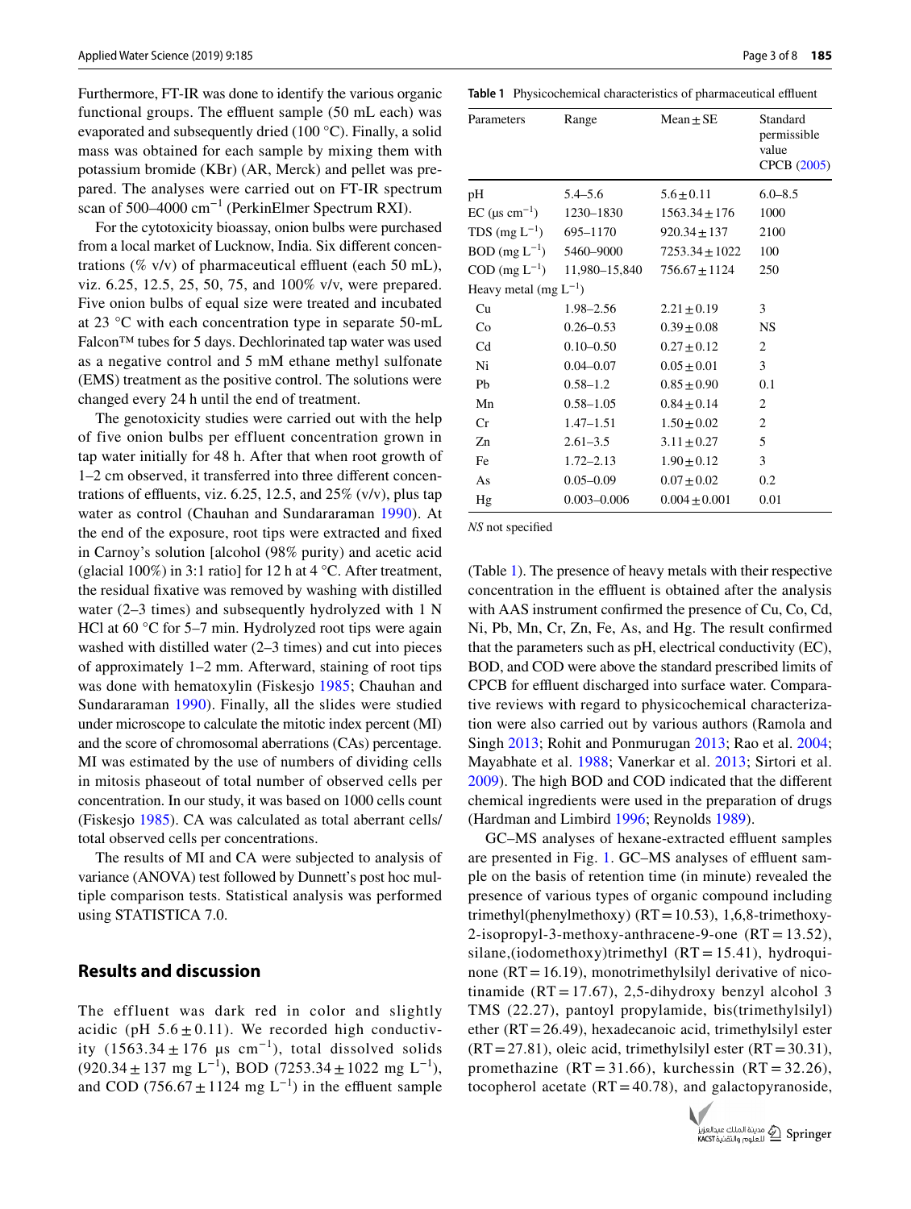Furthermore, FT-IR was done to identify the various organic functional groups. The effluent sample (50 mL each) was evaporated and subsequently dried (100 °C). Finally, a solid mass was obtained for each sample by mixing them with potassium bromide (KBr) (AR, Merck) and pellet was prepared. The analyses were carried out on FT-IR spectrum scan of 500–4000 $cm^{-1}$ (PerkinElmer Spectrum RXI).

For the cytotoxicity bioassay, onion bulbs were purchased from a local market of Lucknow, India. Six different concentrations (% v/v) of pharmaceutical effluent (each 50 mL), viz. 6.25, 12.5, 25, 50, 75, and 100% v/v, were prepared. Five onion bulbs of equal size were treated and incubated at 23 °C with each concentration type in separate 50-mL Falcon™ tubes for 5 days. Dechlorinated tap water was used as a negative control and 5 mM ethane methyl sulfonate (EMS) treatment as the positive control. The solutions were changed every 24 h until the end of treatment.

The genotoxicity studies were carried out with the help of five onion bulbs per effluent concentration grown in tap water initially for 48 h. After that when root growth of 1–2 cm observed, it transferred into three different concentrations of effluents, viz. 6.25, 12.5, and 25% (v/v), plus tap water as control (Chauhan and Sundararaman 1990). At the end of the exposure, root tips were extracted and fixed in Carnoy's solution [alcohol (98% purity) and acetic acid (glacial 100%) in 3:1 ratio] for 12 h at 4 °C. After treatment, the residual fixative was removed by washing with distilled water (2–3 times) and subsequently hydrolyzed with 1 N HCl at 60 °C for 5–7 min. Hydrolyzed root tips were again washed with distilled water (2–3 times) and cut into pieces of approximately 1–2 mm. Afterward, staining of root tips was done with hematoxylin (Fiskesjo 1985; Chauhan and Sundararaman 1990). Finally, all the slides were studied under microscope to calculate the mitotic index percent (MI) and the score of chromosomal aberrations (CAs) percentage. MI was estimated by the use of numbers of dividing cells in mitosis phaseout of total number of observed cells per concentration. In our study, it was based on 1000 cells count (Fiskesjo 1985). CA was calculated as total aberrant cells/total observed cells per concentrations.

The results of MI and CA were subjected to analysis of variance (ANOVA) test followed by Dunnett's post hoc multiple comparison tests. Statistical analysis was performed using STATISTICA 7.0.

## Results and discussion

The effluent was dark red in color and slightly acidic (pH 5.6 ± 0.11). We recorded high conductivity (1563.34 ± 176 µs $cm^{-1}$), total dissolved solids (920.34 ± 137 mg $L^{-1}$), BOD (7253.34 ± 1022 mg $L^{-1}$), and COD (756.67 ± 1124 mg $L^{-1}$) in the effluent sample (Table 1). The presence of heavy metals with their respective concentration in the effluent is obtained after the analysis with AAS instrument confirmed the presence of Cu, Co, Cd, Ni, Pb, Mn, Cr, Zn, Fe, As, and Hg. The result confirmed that the parameters such as pH, electrical conductivity (EC), BOD, and COD were above the standard prescribed limits of CPCB for effluent discharged into surface water. Comparative reviews with regard to physicochemical characterization were also carried out by various authors (Ramola and Singh 2013; Rohit and Ponmurugan 2013; Rao et al. 2004; Mayabhate et al. 1988; Vanerkar et al. 2013; Sirtori et al. 2009). The high BOD and COD indicated that the different chemical ingredients were used in the preparation of drugs (Hardman and Limbird 1996; Reynolds 1989).

**Table 1** Physicochemical characteristics of pharmaceutical effluent

| Parameters | Range | Mean ± SE | Standard permissible value CPCB (2005) |
|---|---|---|---|
| pH | 5.4–5.6 | 5.6 ± 0.11 | 6.0–8.5 |
| EC (µs $cm^{-1}$) | 1230–1830 | 1563.34 ± 176 | 1000 |
| TDS (mg $L^{-1}$) | 695–1170 | 920.34 ± 137 | 2100 |
| BOD (mg $L^{-1}$) | 5460–9000 | 7253.34 ± 1022 | 100 |
| COD (mg $L^{-1}$) | 11,980–15,840 | 756.67 ± 1124 | 250 |
| Heavy metal (mg $L^{-1}$) | | | |
| Cu | 1.98–2.56 | 2.21 ± 0.19 | 3 |
| Co | 0.26–0.53 | 0.39 ± 0.08 | NS |
| Cd | 0.10–0.50 | 0.27 ± 0.12 | 2 |
| Ni | 0.04–0.07 | 0.05 ± 0.01 | 3 |
| Pb | 0.58–1.2 | 0.85 ± 0.90 | 0.1 |
| Mn | 0.58–1.05 | 0.84 ± 0.14 | 2 |
| Cr | 1.47–1.51 | 1.50 ± 0.02 | 2 |
| Zn | 2.61–3.5 | 3.11 ± 0.27 | 5 |
| Fe | 1.72–2.13 | 1.90 ± 0.12 | 3 |
| As | 0.05–0.09 | 0.07 ± 0.02 | 0.2 |
| Hg | 0.003–0.006 | 0.004 ± 0.001 | 0.01 |

*NS* not specified

GC–MS analyses of hexane-extracted effluent samples are presented in Fig. 1. GC–MS analyses of effluent sample on the basis of retention time (in minute) revealed the presence of various types of organic compound including trimethyl(phenylmethoxy) (RT = 10.53), 1,6,8-trimethoxy-2-isopropyl-3-methoxy-anthracene-9-one (RT = 13.52), silane,(iodomethoxy)trimethyl (RT = 15.41), hydroquinone (RT = 16.19), monotrimethylsilyl derivative of nicotinamide (RT = 17.67), 2,5-dihydroxy benzyl alcohol 3 TMS (22.27), pantoyl propylamide, bis(trimethylsilyl) ether (RT = 26.49), hexadecanoic acid, trimethylsilyl ester (RT = 27.81), oleic acid, trimethylsilyl ester (RT = 30.31), promethazine (RT = 31.66), kurchessin (RT = 32.26), tocopherol acetate (RT = 40.78), and galactopyranoside,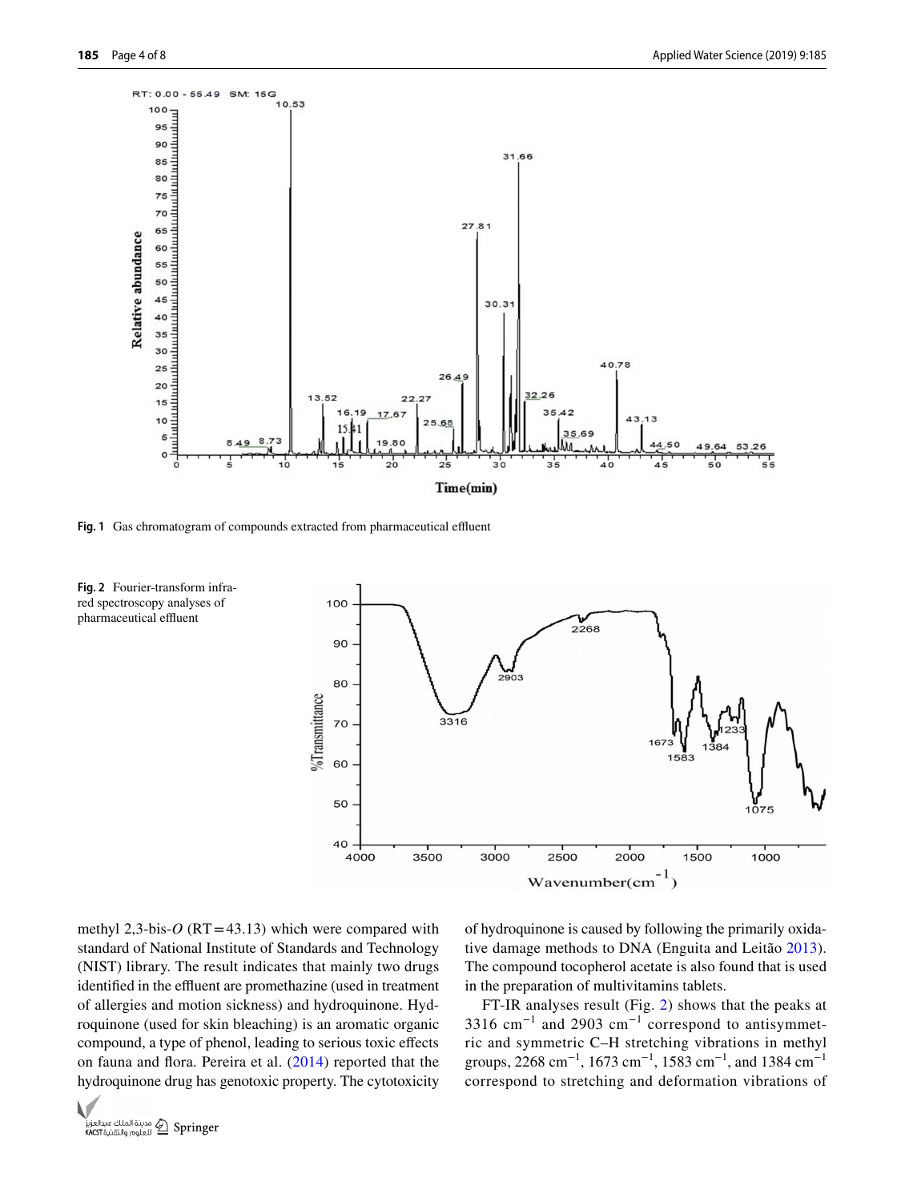Fig. 1 Gas chromatogram of compounds extracted from pharmaceutical effluent

Fig. 2 Fourier-transform infrared spectroscopy analyses of pharmaceutical effluent

methyl 2,3-bis-*O* (RT = 43.13) which were compared with standard of National Institute of Standards and Technology (NIST) library. The result indicates that mainly two drugs identified in the effluent are promethazine (used in treatment of allergies and motion sickness) and hydroquinone. Hydroquinone (used for skin bleaching) is an aromatic organic compound, a type of phenol, leading to serious toxic effects on fauna and flora. Pereira et al. (2014) reported that the hydroquinone drug has genotoxic property. The cytotoxicity of hydroquinone is caused by following the primarily oxidative damage methods to DNA (Enguita and Leitão 2013). The compound tocopherol acetate is also found that is used in the preparation of multivitamins tablets.

FT-IR analyses result (Fig. 2) shows that the peaks at 3316 $cm^{-1}$ and 2903 $cm^{-1}$ correspond to antisymmetric and symmetric C–H stretching vibrations in methyl groups, 2268 $cm^{-1}$, 1673 $cm^{-1}$, 1583 $cm^{-1}$, and 1384 $cm^{-1}$ correspond to stretching and deformation vibrations of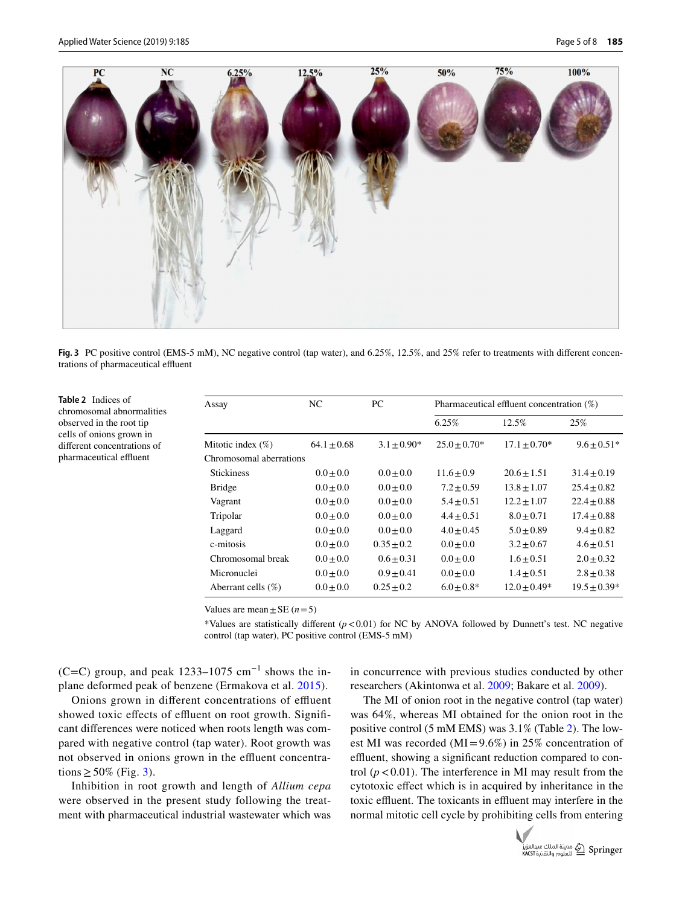Fig. 3 PC positive control (EMS-5 mM), NC negative control (tap water), and 6.25%, 12.5%, and 25% refer to treatments with different concentrations of pharmaceutical effluent

**Table 2** Indices of chromosomal abnormalities observed in the root tip cells of onions grown in different concentrations of pharmaceutical effluent

| Assay | NC | PC | Pharmaceutical effluent concentration (%) | | |
|---|---|---|---|---|---|
| | | | 6.25% | 12.5% | 25% |
| Mitotic index (%) | 64.1 ± 0.68 | 3.1 ± 0.90* | 25.0 ± 0.70* | 17.1 ± 0.70* | 9.6 ± 0.51* |
| Chromosomal aberrations | | | | | |
| Stickiness | 0.0 ± 0.0 | 0.0 ± 0.0 | 11.6 ± 0.9 | 20.6 ± 1.51 | 31.4 ± 0.19 |
| Bridge | 0.0 ± 0.0 | 0.0 ± 0.0 | 7.2 ± 0.59 | 13.8 ± 1.07 | 25.4 ± 0.82 |
| Vagrant | 0.0 ± 0.0 | 0.0 ± 0.0 | 5.4 ± 0.51 | 12.2 ± 1.07 | 22.4 ± 0.88 |
| Tripolar | 0.0 ± 0.0 | 0.0 ± 0.0 | 4.4 ± 0.51 | 8.0 ± 0.71 | 17.4 ± 0.88 |
| Laggard | 0.0 ± 0.0 | 0.0 ± 0.0 | 4.0 ± 0.45 | 5.0 ± 0.89 | 9.4 ± 0.82 |
| c-mitosis | 0.0 ± 0.0 | 0.35 ± 0.2 | 0.0 ± 0.0 | 3.2 ± 0.67 | 4.6 ± 0.51 |
| Chromosomal break | 0.0 ± 0.0 | 0.6 ± 0.31 | 0.0 ± 0.0 | 1.6 ± 0.51 | 2.0 ± 0.32 |
| Micronuclei | 0.0 ± 0.0 | 0.9 ± 0.41 | 0.0 ± 0.0 | 1.4 ± 0.51 | 2.8 ± 0.38 |
| Aberrant cells (%) | 0.0 ± 0.0 | 0.25 ± 0.2 | 6.0 ± 0.8* | 12.0 ± 0.49* | 19.5 ± 0.39* |

Values are mean ± SE ($n = 5$)

*Values are statistically different ($p < 0.01$) for NC by ANOVA followed by Dunnett's test. NC negative control (tap water), PC positive control (EMS-5 mM)

(C=C) group, and peak 1233–1075 $cm^{-1}$ shows the in-plane deformed peak of benzene (Ermakova et al. 2015).

Onions grown in different concentrations of effluent showed toxic effects of effluent on root growth. Significant differences were noticed when roots length was compared with negative control (tap water). Root growth was not observed in onions grown in the effluent concentrations ≥ 50% (Fig. 3).

Inhibition in root growth and length of *Allium cepa* were observed in the present study following the treatment with pharmaceutical industrial wastewater which was in concurrence with previous studies conducted by other researchers (Akintonwa et al. 2009; Bakare et al. 2009).

The MI of onion root in the negative control (tap water) was 64%, whereas MI obtained for the onion root in the positive control (5 mM EMS) was 3.1% (Table 2). The lowest MI was recorded (MI = 9.6%) in 25% concentration of effluent, showing a significant reduction compared to control ($p < 0.01$). The interference in MI may result from the cytotoxic effect which is in acquired by inheritance in the toxic effluent. The toxicants in effluent may interfere in the normal mitotic cell cycle by prohibiting cells from entering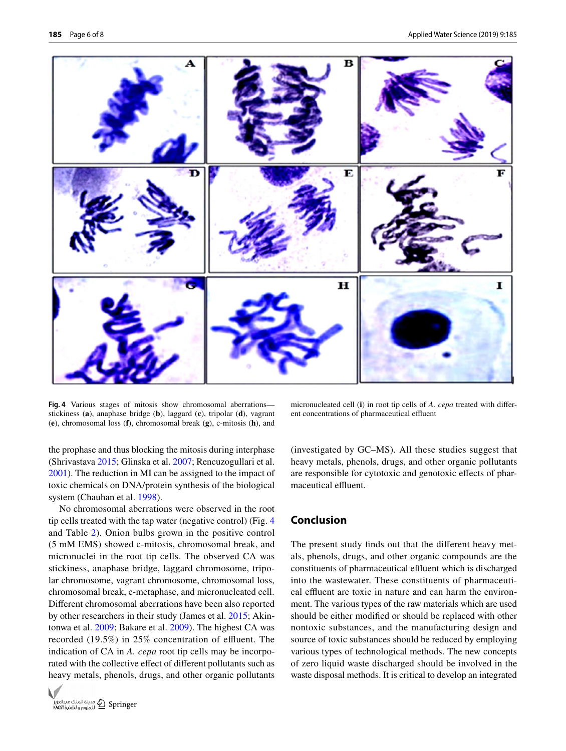**Fig. 4** Various stages of mitosis show chromosomal aberrations—stickiness (**a**), anaphase bridge (**b**), laggard (**c**), tripolar (**d**), vagrant (**e**), chromosomal loss (**f**), chromosomal break (**g**), c-mitosis (**h**), and micronucleated cell (**i**) in root tip cells of *A. cepa* treated with different concentrations of pharmaceutical effluent

the prophase and thus blocking the mitosis during interphase (Shrivastava 2015; Glinska et al. 2007; Rencuzogullari et al. 2001). The reduction in MI can be assigned to the impact of toxic chemicals on DNA/protein synthesis of the biological system (Chauhan et al. 1998).

No chromosomal aberrations were observed in the root tip cells treated with the tap water (negative control) (Fig. 4 and Table 2). Onion bulbs grown in the positive control (5 mM EMS) showed c-mitosis, chromosomal break, and micronuclei in the root tip cells. The observed CA was stickiness, anaphase bridge, laggard chromosome, tripolar chromosome, vagrant chromosome, chromosomal loss, chromosomal break, c-metaphase, and micronucleated cell. Different chromosomal aberrations have been also reported by other researchers in their study (James et al. 2015; Akintonwa et al. 2009; Bakare et al. 2009). The highest CA was recorded (19.5%) in 25% concentration of effluent. The indication of CA in *A. cepa* root tip cells may be incorporated with the collective effect of different pollutants such as heavy metals, phenols, drugs, and other organic pollutants (investigated by GC–MS). All these studies suggest that heavy metals, phenols, drugs, and other organic pollutants are responsible for cytotoxic and genotoxic effects of pharmaceutical effluent.

## Conclusion

The present study finds out that the different heavy metals, phenols, drugs, and other organic compounds are the constituents of pharmaceutical effluent which is discharged into the wastewater. These constituents of pharmaceutical effluent are toxic in nature and can harm the environment. The various types of the raw materials which are used should be either modified or should be replaced with other nontoxic substances, and the manufacturing design and source of toxic substances should be reduced by employing various types of technological methods. The new concepts of zero liquid waste discharged should be involved in the waste disposal methods. It is critical to develop an integrated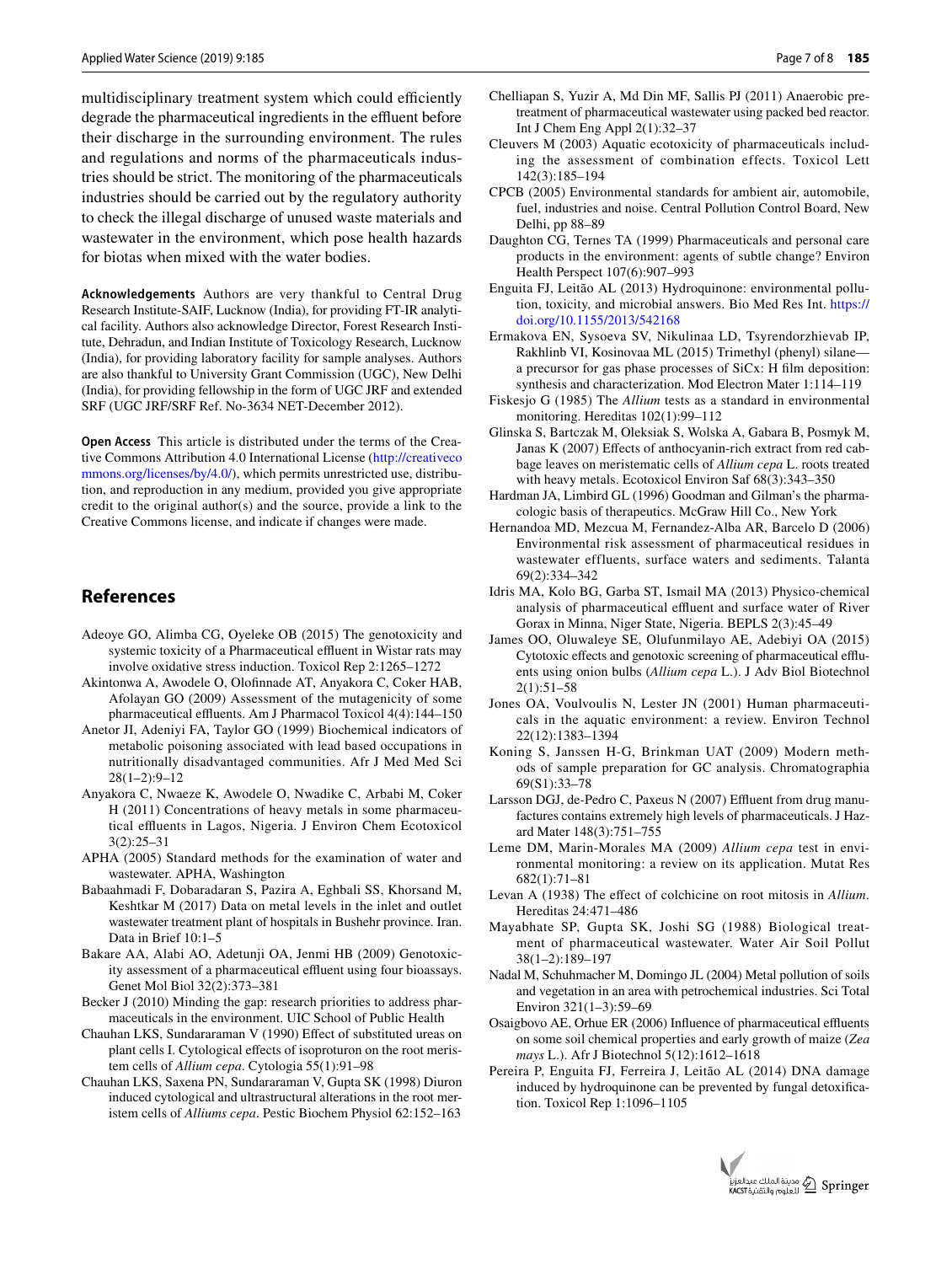multidisciplinary treatment system which could efficiently degrade the pharmaceutical ingredients in the effluent before their discharge in the surrounding environment. The rules and regulations and norms of the pharmaceuticals industries should be strict. The monitoring of the pharmaceuticals industries should be carried out by the regulatory authority to check the illegal discharge of unused waste materials and wastewater in the environment, which pose health hazards for biotas when mixed with the water bodies.

**Acknowledgements** Authors are very thankful to Central Drug Research Institute-SAIF, Lucknow (India), for providing FT-IR analytical facility. Authors also acknowledge Director, Forest Research Institute, Dehradun, and Indian Institute of Toxicology Research, Lucknow (India), for providing laboratory facility for sample analyses. Authors are also thankful to University Grant Commission (UGC), New Delhi (India), for providing fellowship in the form of UGC JRF and extended SRF (UGC JRF/SRF Ref. No-3634 NET-December 2012).

**Open Access** This article is distributed under the terms of the Creative Commons Attribution 4.0 International License (http://creativecommons.org/licenses/by/4.0/), which permits unrestricted use, distribution, and reproduction in any medium, provided you give appropriate credit to the original author(s) and the source, provide a link to the Creative Commons license, and indicate if changes were made.

## References

Adeoye GO, Alimba CG, Oyeleke OB (2015) The genotoxicity and systemic toxicity of a Pharmaceutical effluent in Wistar rats may involve oxidative stress induction. Toxicol Rep 2:1265–1272

Akintonwa A, Awodele O, Olofinnade AT, Anyakora C, Coker HAB, Afolayan GO (2009) Assessment of the mutagenicity of some pharmaceutical effluents. Am J Pharmacol Toxicol 4(4):144–150

Anetor JI, Adeniyi FA, Taylor GO (1999) Biochemical indicators of metabolic poisoning associated with lead based occupations in nutritionally disadvantaged communities. Afr J Med Med Sci 28(1–2):9–12

Anyakora C, Nwaeze K, Awodele O, Nwadike C, Arbabi M, Coker H (2011) Concentrations of heavy metals in some pharmaceutical effluents in Lagos, Nigeria. J Environ Chem Ecotoxicol 3(2):25–31

APHA (2005) Standard methods for the examination of water and wastewater. APHA, Washington

Babaahmadi F, Dobaradaran S, Pazira A, Eghbali SS, Khorsand M, Keshtkar M (2017) Data on metal levels in the inlet and outlet wastewater treatment plant of hospitals in Bushehr province. Iran. Data in Brief 10:1–5

Bakare AA, Alabi AO, Adetunji OA, Jenmi HB (2009) Genotoxicity assessment of a pharmaceutical effluent using four bioassays. Genet Mol Biol 32(2):373–381

Becker J (2010) Minding the gap: research priorities to address pharmaceuticals in the environment. UIC School of Public Health

Chauhan LKS, Sundararaman V (1990) Effect of substituted ureas on plant cells I. Cytological effects of isoproturon on the root meristem cells of *Allium cepa*. Cytologia 55(1):91–98

Chauhan LKS, Saxena PN, Sundararaman V, Gupta SK (1998) Diuron induced cytological and ultrastructural alterations in the root meristem cells of *Alliums cepa*. Pestic Biochem Physiol 62:152–163

Chelliapan S, Yuzir A, Md Din MF, Sallis PJ (2011) Anaerobic pretreatment of pharmaceutical wastewater using packed bed reactor. Int J Chem Eng Appl 2(1):32–37

Cleuvers M (2003) Aquatic ecotoxicity of pharmaceuticals including the assessment of combination effects. Toxicol Lett 142(3):185–194

CPCB (2005) Environmental standards for ambient air, automobile, fuel, industries and noise. Central Pollution Control Board, New Delhi, pp 88–89

Daughton CG, Ternes TA (1999) Pharmaceuticals and personal care products in the environment: agents of subtle change? Environ Health Perspect 107(6):907–993

Enguita FJ, Leitão AL (2013) Hydroquinone: environmental pollution, toxicity, and microbial answers. Bio Med Res Int. https://doi.org/10.1155/2013/542168

Ermakova EN, Sysoeva SV, Nikulinaa LD, Tsyrendorzhievab IP, Rakhlinb VI, Kosinovaa ML (2015) Trimethyl (phenyl) silane—a precursor for gas phase processes of SiCx: H film deposition: synthesis and characterization. Mod Electron Mater 1:114–119

Fiskesjo G (1985) The *Allium* tests as a standard in environmental monitoring. Hereditas 102(1):99–112

Glinska S, Bartczak M, Oleksiak S, Wolska A, Gabara B, Posmyk M, Janas K (2007) Effects of anthocyanin-rich extract from red cabbage leaves on meristematic cells of *Allium cepa* L. roots treated with heavy metals. Ecotoxicol Environ Saf 68(3):343–350

Hardman JA, Limbird GL (1996) Goodman and Gilman's the pharmacologic basis of therapeutics. McGraw Hill Co., New York

Hernandoa MD, Mezcua M, Fernandez-Alba AR, Barcelo D (2006) Environmental risk assessment of pharmaceutical residues in wastewater effluents, surface waters and sediments. Talanta 69(2):334–342

Idris MA, Kolo BG, Garba ST, Ismail MA (2013) Physico-chemical analysis of pharmaceutical effluent and surface water of River Gorax in Minna, Niger State, Nigeria. BEPLS 2(3):45–49

James OO, Oluwaleye SE, Olufunmilayo AE, Adebiyi OA (2015) Cytotoxic effects and genotoxic screening of pharmaceutical effluents using onion bulbs (*Allium cepa* L.). J Adv Biol Biotechnol 2(1):51–58

Jones OA, Voulvoulis N, Lester JN (2001) Human pharmaceuticals in the aquatic environment: a review. Environ Technol 22(12):1383–1394

Koning S, Janssen H-G, Brinkman UAT (2009) Modern methods of sample preparation for GC analysis. Chromatographia 69(S1):33–78

Larsson DGJ, de-Pedro C, Paxeus N (2007) Effluent from drug manufactures contains extremely high levels of pharmaceuticals. J Hazard Mater 148(3):751–755

Leme DM, Marin-Morales MA (2009) *Allium cepa* test in environmental monitoring: a review on its application. Mutat Res 682(1):71–81

Levan A (1938) The effect of colchicine on root mitosis in *Allium*. Hereditas 24:471–486

Mayabhate SP, Gupta SK, Joshi SG (1988) Biological treatment of pharmaceutical wastewater. Water Air Soil Pollut 38(1–2):189–197

Nadal M, Schuhmacher M, Domingo JL (2004) Metal pollution of soils and vegetation in an area with petrochemical industries. Sci Total Environ 321(1–3):59–69

Osaigbovo AE, Orhue ER (2006) Influence of pharmaceutical effluents on some soil chemical properties and early growth of maize (*Zea mays* L.). Afr J Biotechnol 5(12):1612–1618

Pereira P, Enguita FJ, Ferreira J, Leitão AL (2014) DNA damage induced by hydroquinone can be prevented by fungal detoxification. Toxicol Rep 1:1096–1105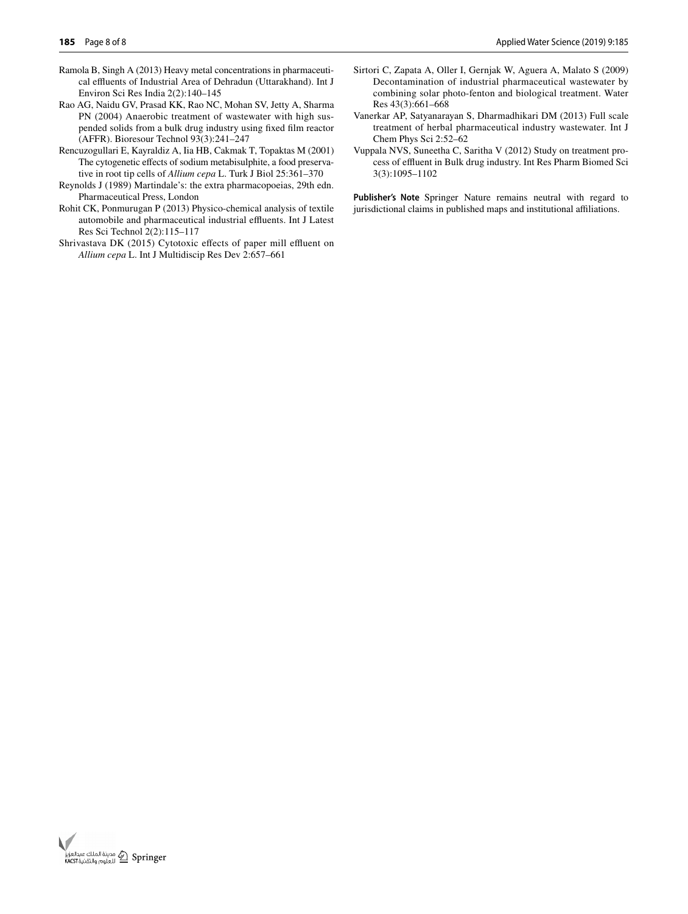Ramola B, Singh A (2013) Heavy metal concentrations in pharmaceutical effluents of Industrial Area of Dehradun (Uttarakhand). Int J Environ Sci Res India 2(2):140–145

Rao AG, Naidu GV, Prasad KK, Rao NC, Mohan SV, Jetty A, Sharma PN (2004) Anaerobic treatment of wastewater with high suspended solids from a bulk drug industry using fixed film reactor (AFFR). Bioresour Technol 93(3):241–247

Rencuzogullari E, Kayraldiz A, Iia HB, Cakmak T, Topaktas M (2001) The cytogenetic effects of sodium metabisulphite, a food preservative in root tip cells of *Allium cepa* L. Turk J Biol 25:361–370

Reynolds J (1989) Martindale's: the extra pharmacopoeias, 29th edn. Pharmaceutical Press, London

Rohit CK, Ponmurugan P (2013) Physico-chemical analysis of textile automobile and pharmaceutical industrial effluents. Int J Latest Res Sci Technol 2(2):115–117

Shrivastava DK (2015) Cytotoxic effects of paper mill effluent on *Allium cepa* L. Int J Multidiscip Res Dev 2:657–661

Sirtori C, Zapata A, Oller I, Gernjak W, Aguera A, Malato S (2009) Decontamination of industrial pharmaceutical wastewater by combining solar photo-fenton and biological treatment. Water Res 43(3):661–668

Vanerkar AP, Satyanarayan S, Dharmadhikari DM (2013) Full scale treatment of herbal pharmaceutical industry wastewater. Int J Chem Phys Sci 2:52–62

Vuppala NVS, Suneetha C, Saritha V (2012) Study on treatment process of effluent in Bulk drug industry. Int Res Pharm Biomed Sci 3(3):1095–1102

**Publisher's Note** Springer Nature remains neutral with regard to jurisdictional claims in published maps and institutional affiliations.